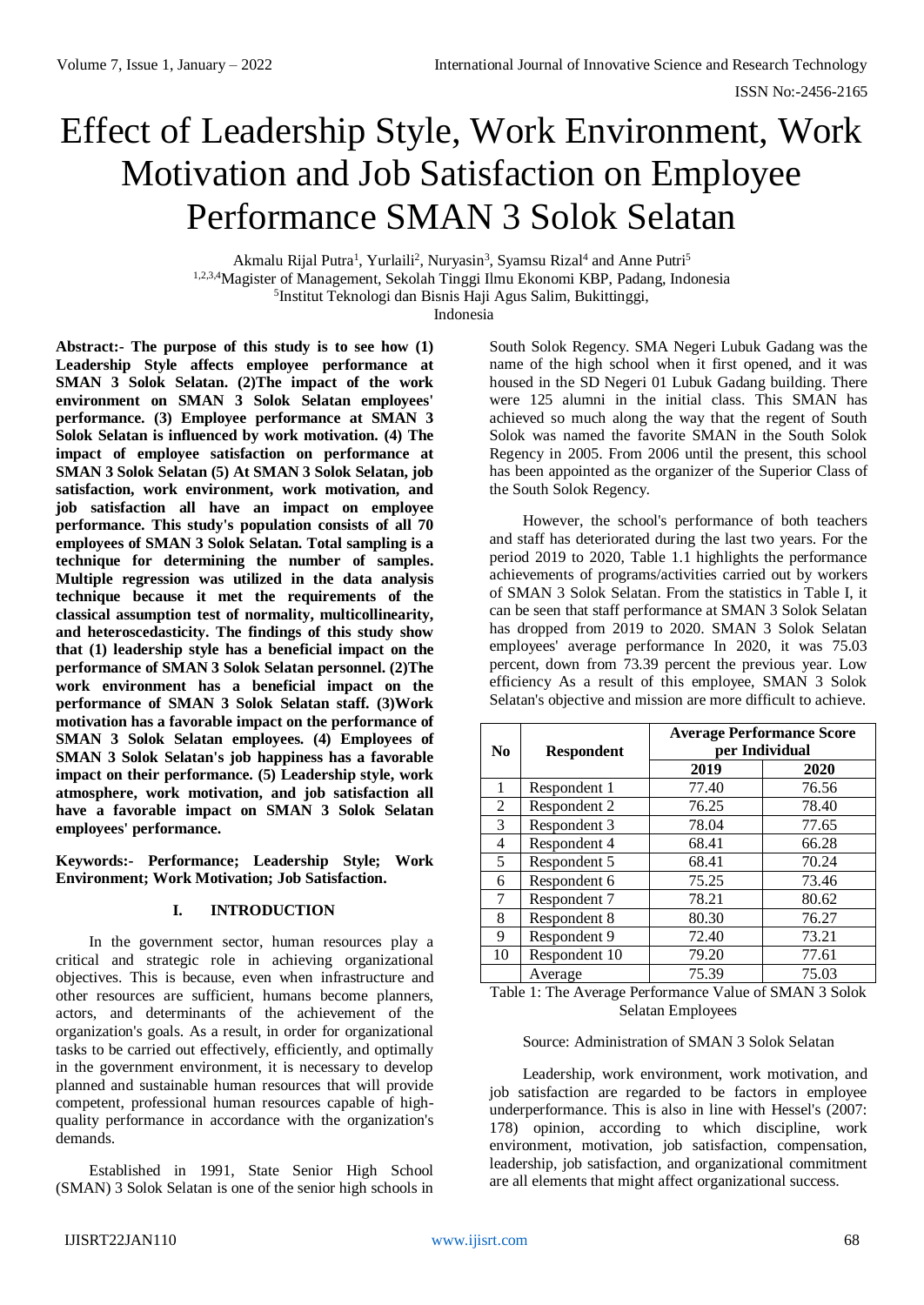# Effect of Leadership Style, Work Environment, Work Motivation and Job Satisfaction on Employee Performance SMAN 3 Solok Selatan

Akmalu Rijal Putra[1], Yurlaili[2], Nuryasin[3], Syamsu Rizal[4] and Anne Putri[5]

[1,2,3,4]Magister of Managgement, Sekolah Tinggi Ilmu Ekonomi KBP, Padang, Indonesia

[5]Institut Teknologi dan Bisnis Haji Agus Salim, Bukittinggi, Indonesia

**Abstract:- The purpose of this study is to see how (1) Leadership Style affects employee performance at SMAN 3 Solok Selatan. (2)The impact of the work environment on SMAN 3 Solok Selatan employees' performance. (3) Employee performance at SMAN 3 Solok Selatan is influenced by work motivation. (4) The impact of employee satisfaction on performance at SMAN 3 Solok Selatan (5) At SMAN 3 Solok Selatan, job satisfaction, work environment, work motivation, and job satisfaction all have an impact on employee performance. This study's population consists of all 70 employees of SMAN 3 Solok Selatan. Total sampling is a technique for determining the number of samples. Multiple regression was utilized in the data analysis technique because it met the requirements of the classical assumption test of normality, multicollinearity, and heteroscedasticity. The findings of this study show that (1) leadership style has a beneficial impact on the performance of SMAN 3 Solok Selatan personnel. (2)The work environment has a beneficial impact on the performance of SMAN 3 Solok Selatan staff. (3)Work motivation has a favorable impact on the performance of SMAN 3 Solok Selatan employees. (4) Employees of SMAN 3 Solok Selatan's job happiness has a favorable impact on their performance. (5) Leadership style, work atmosphere, work motivation, and job satisfaction all have a favorable impact on SMAN 3 Solok Selatan employees' performance.**

**Keywords:- Performance; Leadership Style; Work Environment; Work Motivation; Job Satisfaction.**

## I. INTRODUCTION

In the government sector, human resources play a critical and strategic role in achieving organizational objectives. This is because, even when infrastructure and other resources are sufficient, humans become planners, actors, and determinants of the achievement of the organization's goals. As a result, in order for organizational tasks to be carried out effectively, efficiently, and optimally in the government environment, it is necessary to develop planned and sustainable human resources that will provide competent, professional human resources capable of high-quality performance in accordance with the organization's demands.

Established in 1991, State Senior High School (SMAN) 3 Solok Selatan is one of the senior high schools in South Solok Regency. SMA Negeri Lubuk Gadang was the name of the high school when it first opened, and it was housed in the SD Negeri 01 Lubuk Gadang building. There were 125 alumni in the initial class. This SMAN has achieved so much along the way that the regent of South Solok was named the favorite SMAN in the South Solok Regency in 2005. From 2006 until the present, this school has been appointed as the organizer of the Superior Class of the South Solok Regency.

However, the school's performance of both teachers and staff has deteriorated during the last two years. For the period 2019 to 2020, Table 1.1 highlights the performance achievements of programs/activities carried out by workers of SMAN 3 Solok Selatan. From the statistics in Table I, it can be seen that staff performance at SMAN 3 Solok Selatan has dropped from 2019 to 2020. SMAN 3 Solok Selatan employees' average performance In 2020, it was 75.03 percent, down from 73.39 percent the previous year. Low efficiency As a result of this employee, SMAN 3 Solok Selatan's objective and mission are more difficult to achieve.

| No | Respondent | Average Performance Score per Individual | |
|---|---|---|---|
| | | 2019 | 2020 |
| 1 | Respondent 1 | 77.40 | 76.56 |
| 2 | Respondent 2 | 76.25 | 78.40 |
| 3 | Respondent 3 | 78.04 | 77.65 |
| 4 | Respondent 4 | 68.41 | 66.28 |
| 5 | Respondent 5 | 68.41 | 70.24 |
| 6 | Respondent 6 | 75.25 | 73.46 |
| 7 | Respondent 7 | 78.21 | 80.62 |
| 8 | Respondent 8 | 80.30 | 76.27 |
| 9 | Respondent 9 | 72.40 | 73.21 |
| 10 | Respondent 10 | 79.20 | 77.61 |
| | Average | 75.39 | 75.03 |

Table 1: The Average Performance Value of SMAN 3 Solok Selatan Employees

Source: Administration of SMAN 3 Solok Selatan

Leadership, work environment, work motivation, and job satisfaction are regarded to be factors in employee underperformance. This is also in line with Hessel's (2007: 178) opinion, according to which discipline, work environment, motivation, job satisfaction, compensation, leadership, job satisfaction, and organizational commitment are all elements that might affect organizational success.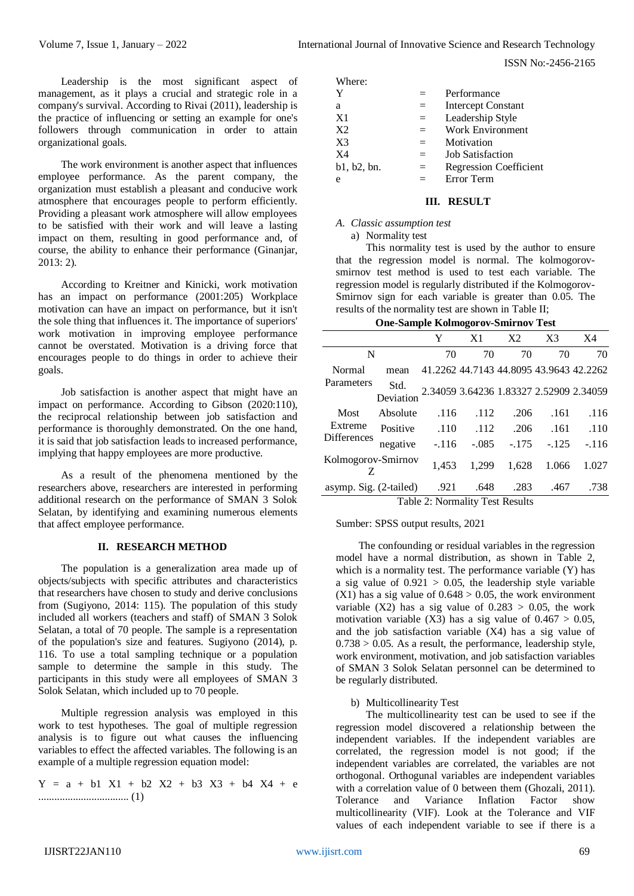Leadership is the most significant aspect of management, as it plays a crucial and strategic role in a company's survival. According to Rivai (2011), leadership is the practice of influencing or setting an example for one's followers through communication in order to attain organizational goals.

The work environment is another aspect that influences employee performance. As the parent company, the organization must establish a pleasant and conducive work atmosphere that encourages people to perform efficiently. Providing a pleasant work atmosphere will allow employees to be satisfied with their work and will leave a lasting impact on them, resulting in good performance and, of course, the ability to enhance their performance (Ginanjar, 2013: 2).

According to Kreitner and Kinicki, work motivation has an impact on performance (2001:205) Workplace motivation can have an impact on performance, but it isn't the sole thing that influences it. The importance of superiors' work motivation in improving employee performance cannot be overstated. Motivation is a driving force that encourages people to do things in order to achieve their goals.

Job satisfaction is another aspect that might have an impact on performance. According to Gibson (2020:110), the reciprocal relationship between job satisfaction and performance is thoroughly demonstrated. On the one hand, it is said that job satisfaction leads to increased performance, implying that happy employees are more productive.

As a result of the phenomena mentioned by the researchers above, researchers are interested in performing additional research on the performance of SMAN 3 Solok Selatan, by identifying and examining numerous elements that affect employee performance.

## II. RESEARCH METHOD

The population is a generalization area made up of objects/subjects with specific attributes and characteristics that researchers have chosen to study and derive conclusions from (Sugiyono, 2014: 115). The population of this study included all workers (teachers and staff) of SMAN 3 Solok Selatan, a total of 70 people. The sample is a representation of the population's size and features. Sugiyono (2014), p. 116. To use a total sampling technique or a population sample to determine the sample in this study. The participants in this study were all employees of SMAN 3 Solok Selatan, which included up to 70 people.

Multiple regression analysis was employed in this work to test hypotheses. The goal of multiple regression analysis is to figure out what causes the influencing variables to effect the affected variables. The following is an example of a multiple regression equation model:

$$Y = a + b1\ X1 + b2\ X2 + b3\ X3 + b4\ X4 + e \quad \text{.................................} (1)$$

Where:

| | | |
|---|---|---|
| Y | = | Performance |
| a | = | Intercept Constant |
| X1 | = | Leadership Style |
| X2 | = | Work Environment |
| X3 | = | Motivation |
| X4 | = | Job Satisfaction |
| b1, b2, bn. | = | Regression Coefficient |
| e | = | Error Term |

## III. RESULT

### A. *Classic assumption test*

a) Normality test

This normality test is used by the author to ensure that the regression model is normal. The kolmogorov-smirnov test method is used to test each variable. The regression model is regularly distributed if the Kolmogorov-Smirnov sign for each variable is greater than 0.05. The results of the normality test are shown in Table II;

**One-Sample Kolmogorov-Smirnov Test**

| | | Y | X1 | X2 | X3 | X4 |
|---|---|---|---|---|---|---|
| N | | 70 | 70 | 70 | 70 | 70 |
| Normal Parameters | mean | 41.2262 | 44.7143 | 44.8095 | 43.9643 | 42.2262 |
| | Std. Deviation | 2.34059 | 3.64236 | 1.83327 | 2.52909 | 2.34059 |
| Most Extreme Differences | Absolute | .116 | .112 | .206 | .161 | .116 |
| | Positive | .110 | .112 | .206 | .161 | .110 |
| | negative | -.116 | -.085 | -.175 | -.125 | -.116 |
| Kolmogorov-Smirnov Z | | 1,453 | 1,299 | 1,628 | 1.066 | 1.027 |
| asymp. Sig. (2-tailed) | | .921 | .648 | .283 | .467 | .738 |

Table 2: Normality Test Results

Sumber: SPSS output results, 2021

The confounding or residual variables in the regression model have a normal distribution, as shown in Table 2, which is a normality test. The performance variable (Y) has a sig value of $0.921 > 0.05$, the leadership style variable (X1) has a sig value of $0.648 > 0.05$, the work environment variable (X2) has a sig value of $0.283 > 0.05$, the work motivation variable (X3) has a sig value of $0.467 > 0.05$, and the job satisfaction variable (X4) has a sig value of $0.738 > 0.05$. As a result, the performance, leadership style, work environment, motivation, and job satisfaction variables of SMAN 3 Solok Selatan personnel can be determined to be regularly distributed.

b) Multicollinearity Test

The multicollinearity test can be used to see if the regression model discovered a relationship between the independent variables. If the independent variables are correlated, the regression model is not good; if the independent variables are correlated, the variables are not orthogonal. Orthogunal variables are independent variables with a correlation value of 0 between them (Ghozali, 2011). Tolerance and Variance Inflation Factor show multicollinearity (VIF). Look at the Tolerance and VIF values of each independent variable to see if there is a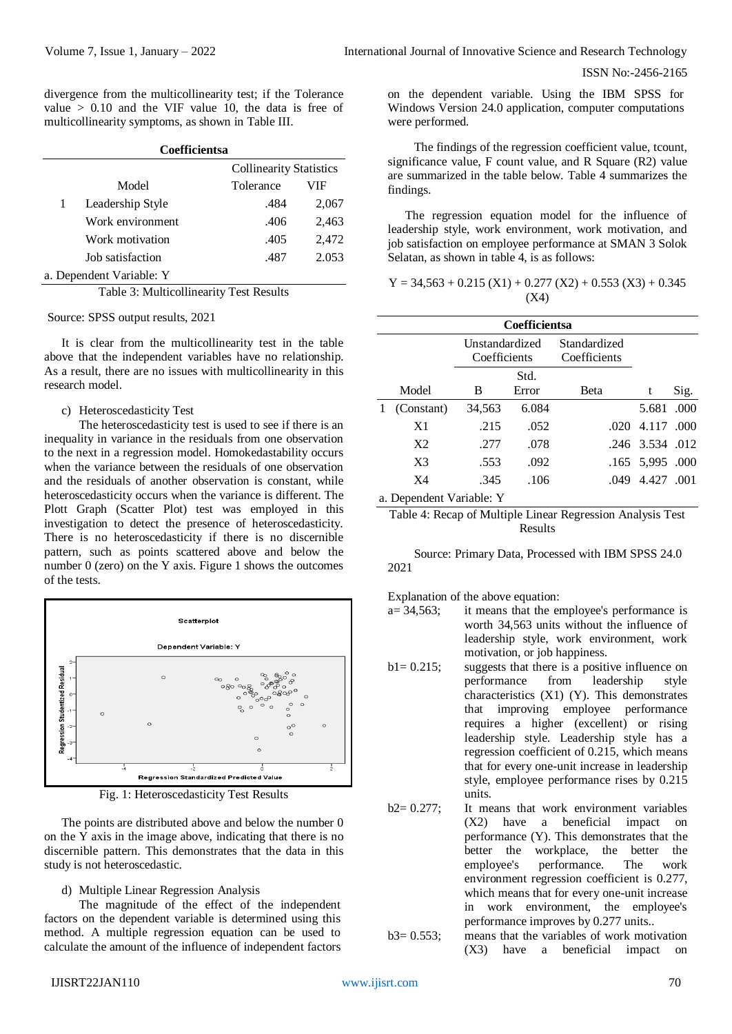divergence from the multicollinearity test; if the Tolerance value > 0.10 and the VIF value 10, the data is free of multicollinearity symptoms, as shown in Table III.

**Coefficientsa**

| | Model | Collinearity Statistics | |
|---|---|---|---|
| | | Tolerance | VIF |
| 1 | Leadership Style | .484 | 2,067 |
| | Work environment | .406 | 2,463 |
| | Work motivation | .405 | 2,472 |
| | Job satisfaction | .487 | 2.053 |

a. Dependent Variable: Y

Table 3: Multicollinearity Test Results

Source: SPSS output results, 2021

It is clear from the multicollinearity test in the table above that the independent variables have no relationship. As a result, there are no issues with multicollinearity in this research model.

c) Heteroscedasticity Test

The heteroscedasticity test is used to see if there is an inequality in variance in the residuals from one observation to the next in a regression model. Homokedastability occurs when the variance between the residuals of one observation and the residuals of another observation is constant, while heteroscedasticity occurs when the variance is different. The Plott Graph (Scatter Plot) test was employed in this investigation to detect the presence of heteroscedasticity. There is no heteroscedasticity if there is no discernible pattern, such as points scattered above and below the number 0 (zero) on the Y axis. Figure 1 shows the outcomes of the tests.

Scatterplot
Dependent Variable: Y
Regression Studentized Residual
Regression Standardized Predicted Value
2
1
0
-1
-2
-3
-4
-4
-2
0
2

Fig. 1: Heteroscedasticity Test Results

The points are distributed above and below the number 0 on the Y axis in the image above, indicating that there is no discernible pattern. This demonstrates that the data in this study is not heteroscedastic.

d) Multiple Linear Regression Analysis

The magnitude of the effect of the independent factors on the dependent variable is determined using this method. A multiple regression equation can be used to calculate the amount of the influence of independent factors on the dependent variable. Using the IBM SPSS for Windows Version 24.0 application, computer computations were performed.

The findings of the regression coefficient value, tcount, significance value, F count value, and R Square (R2) value are summarized in the table below. Table 4 summarizes the findings.

The regression equation model for the influence of leadership style, work environment, work motivation, and job satisfaction on employee performance at SMAN 3 Solok Selatan, as shown in table 4, is as follows:

$$Y = 34{,}563 + 0.215\ (X1) + 0.277\ (X2) + 0.553\ (X3) + 0.345\ (X4)$$

**Coefficientsa**

| | Model | Unstandardized Coefficients | | Standardized Coefficients | | |
|---|---|---|---|---|---|---|
| | | B | Std. Error | Beta | t | Sig. |
| 1 | (Constant) | 34,563 | 6.084 | | 5.681 | .000 |
| | X1 | .215 | .052 | .020 | 4.117 | .000 |
| | X2 | .277 | .078 | .246 | 3.534 | .012 |
| | X3 | .553 | .092 | .165 | 5,995 | .000 |
| | X4 | .345 | .106 | .049 | 4.427 | .001 |

a. Dependent Variable: Y

Table 4: Recap of Multiple Linear Regression Analysis Test Results

Source: Primary Data, Processed with IBM SPSS 24.0 2021

Explanation of the above equation:

- a= 34,563; it means that the employee's performance is worth 34,563 units without the influence of leadership style, work environment, work motivation, or job happiness.
- b1= 0.215; suggests that there is a positive influence on performance from leadership style characteristics (X1) (Y). This demonstrates that improving employee performance requires a higher (excellent) or rising leadership style. Leadership style has a regression coefficient of 0.215, which means that for every one-unit increase in leadership style, employee performance rises by 0.215 units.
- b2= 0.277; It means that work environment variables (X2) have a beneficial impact on performance (Y). This demonstrates that the better the workplace, the better the employee's performance. The work environment regression coefficient is 0.277, which means that for every one-unit increase in work environment, the employee's performance improves by 0.277 units..
- b3= 0.553; means that the variables of work motivation (X3) have a beneficial impact on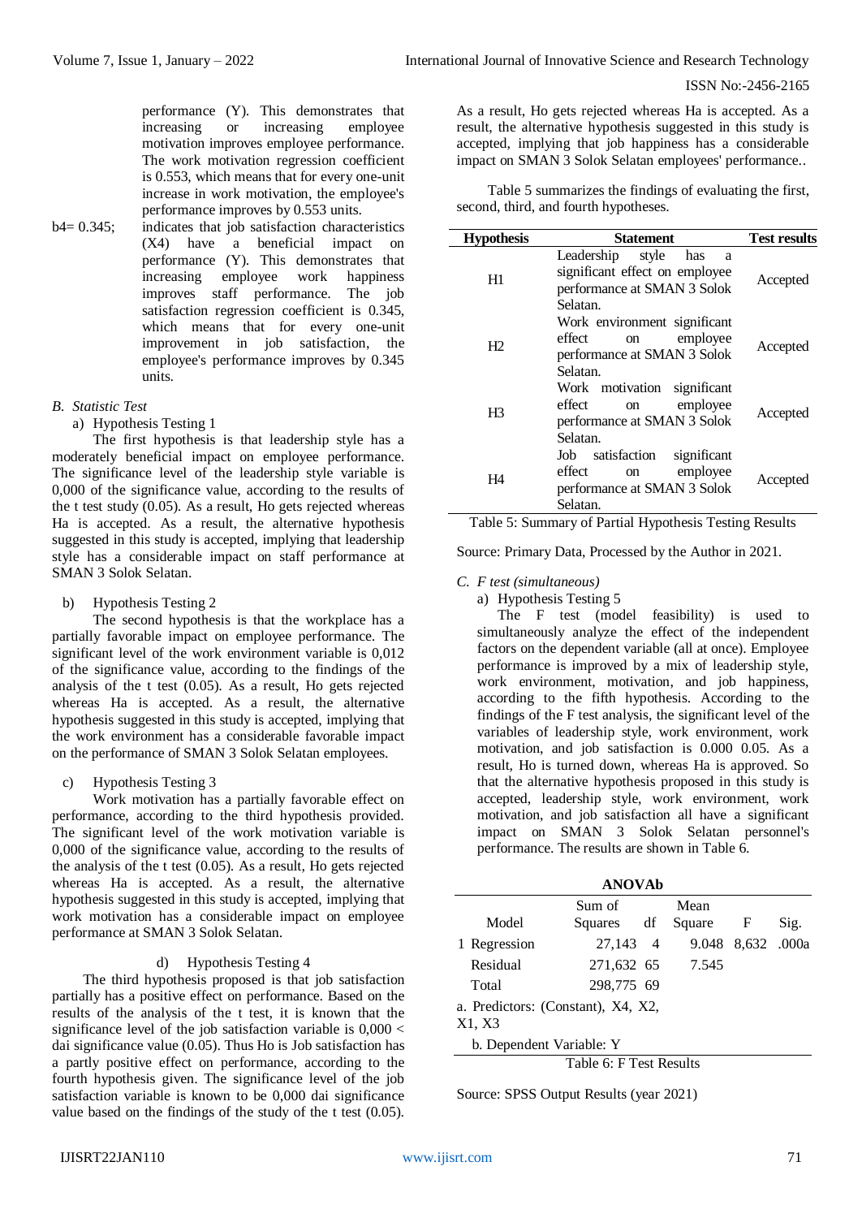performance (Y). This demonstrates that increasing or increasing employee motivation improves employee performance. The work motivation regression coefficient is 0.553, which means that for every one-unit increase in work motivation, the employee's performance improves by 0.553 units.

b4= 0.345; indicates that job satisfaction characteristics (X4) have a beneficial impact on performance (Y). This demonstrates that increasing employee work happiness improves staff performance. The job satisfaction regression coefficient is 0.345, which means that for every one-unit improvement in job satisfaction, the employee's performance improves by 0.345 units.

### *B. Statistic Test*

a) Hypothesis Testing 1

The first hypothesis is that leadership style has a moderately beneficial impact on employee performance. The significance level of the leadership style variable is 0,000 of the significance value, according to the results of the t test study (0.05). As a result, Ho gets rejected whereas Ha is accepted. As a result, the alternative hypothesis suggested in this study is accepted, implying that leadership style has a considerable impact on staff performance at SMAN 3 Solok Selatan.

b) Hypothesis Testing 2

The second hypothesis is that the workplace has a partially favorable impact on employee performance. The significant level of the work environment variable is 0,012 of the significance value, according to the findings of the analysis of the t test (0.05). As a result, Ho gets rejected whereas Ha is accepted. As a result, the alternative hypothesis suggested in this study is accepted, implying that the work environment has a considerable favorable impact on the performance of SMAN 3 Solok Selatan employees.

c) Hypothesis Testing 3

Work motivation has a partially favorable effect on performance, according to the third hypothesis provided. The significant level of the work motivation variable is 0,000 of the significance value, according to the results of the analysis of the t test (0.05). As a result, Ho gets rejected whereas Ha is accepted. As a result, the alternative hypothesis suggested in this study is accepted, implying that work motivation has a considerable impact on employee performance at SMAN 3 Solok Selatan.

d) Hypothesis Testing 4

The third hypothesis proposed is that job satisfaction partially has a positive effect on performance. Based on the results of the analysis of the t test, it is known that the significance level of the job satisfaction variable is 0,000 < dai significance value (0.05). Thus Ho is Job satisfaction has a partly positive effect on performance, according to the fourth hypothesis given. The significance level of the job satisfaction variable is known to be 0,000 dai significance value based on the findings of the study of the t test (0.05). As a result, Ho gets rejected whereas Ha is accepted. As a result, the alternative hypothesis suggested in this study is accepted, implying that job happiness has a considerable impact on SMAN 3 Solok Selatan employees' performance..

Table 5 summarizes the findings of evaluating the first, second, third, and fourth hypotheses.

| Hypothesis | Statement | Test results |
|---|---|---|
| H1 | Leadership style has a significant effect on employee performance at SMAN 3 Solok Selatan. | Accepted |
| H2 | Work environment significant effect on employee performance at SMAN 3 Solok Selatan. | Accepted |
| H3 | Work motivation significant effect on employee performance at SMAN 3 Solok Selatan. | Accepted |
| H4 | Job satisfaction significant effect on employee performance at SMAN 3 Solok Selatan. | Accepted |

Table 5: Summary of Partial Hypothesis Testing Results

Source: Primary Data, Processed by the Author in 2021.

### *C. F test (simultaneous)*

a) Hypothesis Testing 5

The F test (model feasibility) is used to simultaneously analyze the effect of the independent factors on the dependent variable (all at once). Employee performance is improved by a mix of leadership style, work environment, motivation, and job happiness, according to the fifth hypothesis. According to the findings of the F test analysis, the significant level of the variables of leadership style, work environment, work motivation, and job satisfaction is 0.000 0.05. As a result, Ho is turned down, whereas Ha is approved. So that the alternative hypothesis proposed in this study is accepted, leadership style, work environment, work motivation, and job satisfaction all have a significant impact on SMAN 3 Solok Selatan personnel's performance. The results are shown in Table 6.

**ANOVAb**

| Model | | Sum of Squares | df | Mean Square | F | Sig. |
|---|---|---|---|---|---|---|
| 1 | Regression | 27,143 | 4 | 9.048 | 8,632 | .000a |
| | Residual | 271,632 | 65 | 7.545 | | |
| | Total | 298,775 | 69 | | | |

a. Predictors: (Constant), X4, X2, X1, X3

b. Dependent Variable: Y

Table 6: F Test Results

Source: SPSS Output Results (year 2021)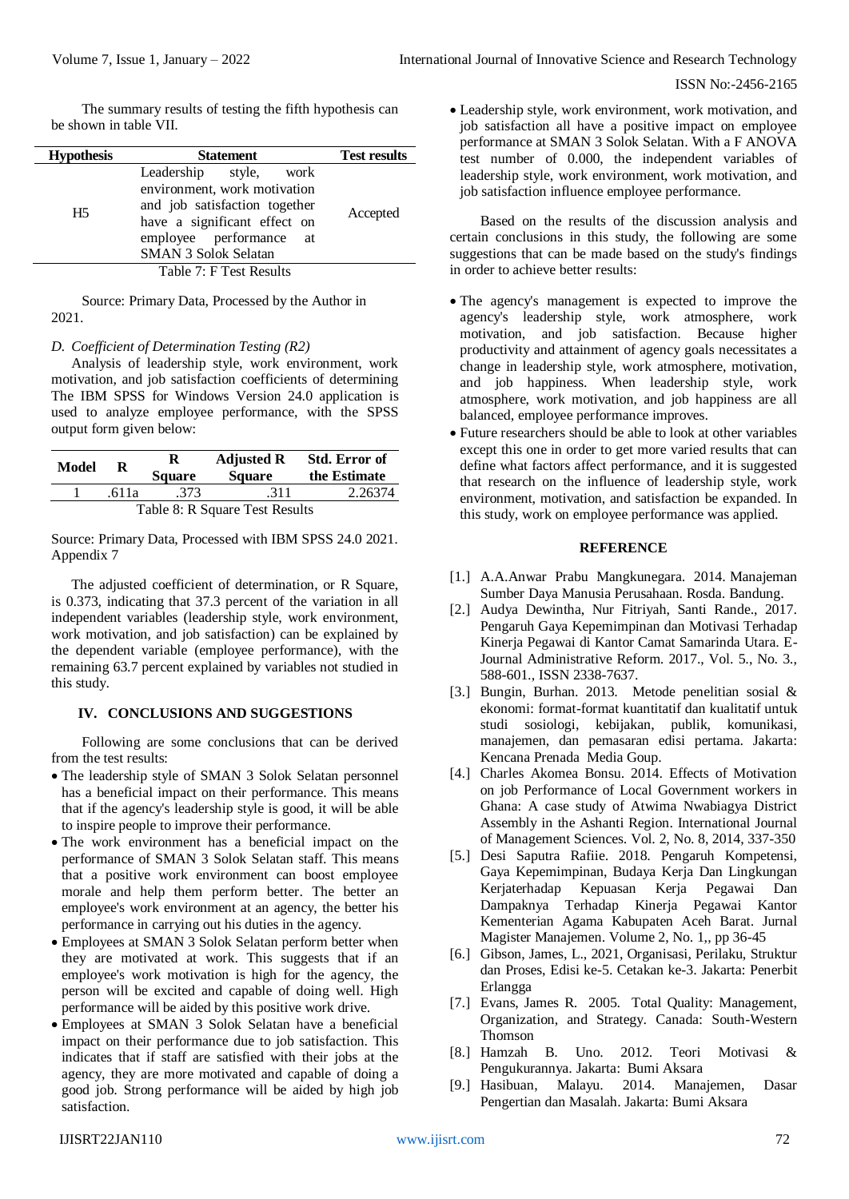The summary results of testing the fifth hypothesis can be shown in table VII.

| Hypothesis | Statement | Test results |
|---|---|---|
| H5 | Leadership style, work environment, work motivation and job satisfaction together have a significant effect on employee performance at SMAN 3 Solok Selatan | Accepted |

Table 7: F Test Results

Source: Primary Data, Processed by the Author in 2021.

*D. Coefficient of Determination Testing (R2)*

Analysis of leadership style, work environment, work motivation, and job satisfaction coefficients of determining The IBM SPSS for Windows Version 24.0 application is used to analyze employee performance, with the SPSS output form given below:

| Model | R | R Square | Adjusted R Square | Std. Error of the Estimate |
|---|---|---|---|---|
| 1 | .611a | .373 | .311 | 2.26374 |

Table 8: R Square Test Results

Source: Primary Data, Processed with IBM SPSS 24.0 2021. Appendix 7

The adjusted coefficient of determination, or R Square, is 0.373, indicating that 37.3 percent of the variation in all independent variables (leadership style, work environment, work motivation, and job satisfaction) can be explained by the dependent variable (employee performance), with the remaining 63.7 percent explained by variables not studied in this study.

## IV. CONCLUSIONS AND SUGGESTIONS

Following are some conclusions that can be derived from the test results:

- The leadership style of SMAN 3 Solok Selatan personnel has a beneficial impact on their performance. This means that if the agency's leadership style is good, it will be able to inspire people to improve their performance.
- The work environment has a beneficial impact on the performance of SMAN 3 Solok Selatan staff. This means that a positive work environment can boost employee morale and help them perform better. The better an employee's work environment at an agency, the better his performance in carrying out his duties in the agency.
- Employees at SMAN 3 Solok Selatan perform better when they are motivated at work. This suggests that if an employee's work motivation is high for the agency, the person will be excited and capable of doing well. High performance will be aided by this positive work drive.
- Employees at SMAN 3 Solok Selatan have a beneficial impact on their performance due to job satisfaction. This indicates that if staff are satisfied with their jobs at the agency, they are more motivated and capable of doing a good job. Strong performance will be aided by high job satisfaction.
- Leadership style, work environment, work motivation, and job satisfaction all have a positive impact on employee performance at SMAN 3 Solok Selatan. With a F ANOVA test number of 0.000, the independent variables of leadership style, work environment, work motivation, and job satisfaction influence employee performance.

Based on the results of the discussion analysis and certain conclusions in this study, the following are some suggestions that can be made based on the study's findings in order to achieve better results:

- The agency's management is expected to improve the agency's leadership style, work atmosphere, work motivation, and job satisfaction. Because higher productivity and attainment of agency goals necessitates a change in leadership style, work atmosphere, motivation, and job happiness. When leadership style, work atmosphere, work motivation, and job happiness are all balanced, employee performance improves.
- Future researchers should be able to look at other variables except this one in order to get more varied results that can define what factors affect performance, and it is suggested that research on the influence of leadership style, work environment, motivation, and satisfaction be expanded. In this study, work on employee performance was applied.

## REFERENCE

1. [1.] A.A.Anwar Prabu Mangkunegara. 2014. Manajeman Sumber Daya Manusia Perusahaan. Rosda. Bandung.
2. [2.] Audya Dewintha, Nur Fitriyah, Santi Rande., 2017. Pengaruh Gaya Kepemimpinan dan Motivasi Terhadap Kinerja Pegawai di Kantor Camat Samarinda Utara. E-Journal Administrative Reform. 2017., Vol. 5., No. 3., 588-601., ISSN 2338-7637.
3. [3.] Bungin, Burhan. 2013. Metode penelitian sosial & ekonomi: format-format kuantitatif dan kualitatif untuk studi sosiologi, kebijakan, publik, komunikasi, manajemen, dan pemasaran edisi pertama. Jakarta: Kencana Prenada Media Goup.
4. [4.] Charles Akomea Bonsu. 2014. Effects of Motivation on job Performance of Local Government workers in Ghana: A case study of Atwima Nwabiagya District Assembly in the Ashanti Region. International Journal of Management Sciences. Vol. 2, No. 8, 2014, 337-350
5. [5.] Desi Saputra Rafiie. 2018. Pengaruh Kompetensi, Gaya Kepemimpinan, Budaya Kerja Dan Lingkungan Kerjaterhadap Kepuasan Kerja Pegawai Dan Dampaknya Terhadap Kinerja Pegawai Kantor Kementerian Agama Kabupaten Aceh Barat. Jurnal Magister Manajemen. Volume 2, No. 1,, pp 36-45
6. [6.] Gibson, James, L., 2021, Organisasi, Perilaku, Struktur dan Proses, Edisi ke-5. Cetakan ke-3. Jakarta: Penerbit Erlangga
7. [7.] Evans, James R. 2005. Total Quality: Management, Organization, and Strategy. Canada: South-Western Thomson
8. [8.] Hamzah B. Uno. 2012. Teori Motivasi & Pengukurannya. Jakarta: Bumi Aksara
9. [9.] Hasibuan, Malayu. 2014. Manajemen, Dasar Pengertian dan Masalah. Jakarta: Bumi Aksara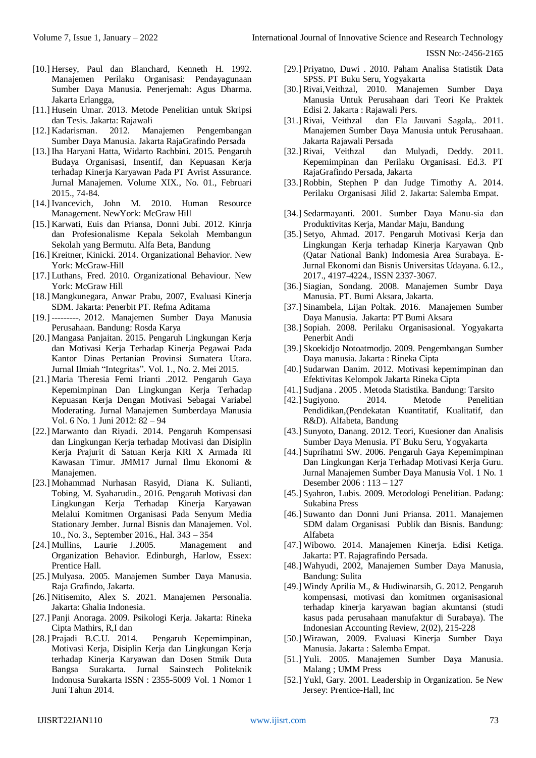[10.] Hersey, Paul dan Blanchard, Kenneth H. 1992. Manajemen Perilaku Organisasi: Pendayagunaan Sumber Daya Manusia. Penerjemah: Agus Dharma. Jakarta Erlangga,

[11.] Husein Umar. 2013. Metode Penelitian untuk Skripsi dan Tesis. Jakarta: Rajawali

[12.] Kadarisman. 2012. Manajemen Pengembangan Sumber Daya Manusia. Jakarta RajaGrafindo Persada

[13.] Iha Haryani Hatta, Widarto Rachbini. 2015. Pengaruh Budaya Organisasi, Insentif, dan Kepuasan Kerja terhadap Kinerja Karyawan Pada PT Avrist Assurance. Jurnal Manajemen. Volume XIX., No. 01., Februari 2015., 74-84.

[14.] Ivancevich, John M. 2010. Human Resource Management. NewYork: McGraw Hill

[15.] Karwati, Euis dan Priansa, Donni Jubi. 2012. Kinrja dan Profesionalisme Kepala Sekolah Membangun Sekolah yang Bermutu. Alfa Beta, Bandung

[16.] Kreitner, Kinicki. 2014. Organizational Behavior. New York: McGraw-Hill

[17.] Luthans, Fred. 2010. Organizational Behaviour. New York: McGraw Hill

[18.] Mangkunegara, Anwar Prabu, 2007, Evaluasi Kinerja SDM. Jakarta: Penerbit PT. Refma Aditama

[19.] ---------. 2012. Manajemen Sumber Daya Manusia Perusahaan. Bandung: Rosda Karya

[20.] Mangasa Panjaitan. 2015. Pengaruh Lingkungan Kerja dan Motivasi Kerja Terhadap Kinerja Pegawai Pada Kantor Dinas Pertanian Provinsi Sumatera Utara. Jurnal Ilmiah "Integritas". Vol. 1., No. 2. Mei 2015.

[21.] Maria Theresia Femi Irianti .2012. Pengaruh Gaya Kepemimpinan Dan Lingkungan Kerja Terhadap Kepuasan Kerja Dengan Motivasi Sebagai Variabel Moderating. Jurnal Manajemen Sumberdaya Manusia Vol. 6 No. 1 Juni 2012: 82 – 94

[22.] Marwanto dan Riyadi. 2014. Pengaruh Kompensasi dan Lingkungan Kerja terhadap Motivasi dan Disiplin Kerja Prajurit di Satuan Kerja KRI X Armada RI Kawasan Timur. JMM17 Jurnal Ilmu Ekonomi & Manajemen.

[23.] Mohammad Nurhasan Rasyid, Diana K. Sulianti, Tobing, M. Syaharudin., 2016. Pengaruh Motivasi dan Lingkungan Kerja Terhadap Kinerja Karyawan Melalui Komitmen Organisasi Pada Senyum Media Stationary Jember. Jurnal Bisnis dan Manajemen. Vol. 10., No. 3., September 2016., Hal. 343 – 354

[24.] Mullins, Laurie J.2005. Management and Organization Behavior. Edinburgh, Harlow, Essex: Prentice Hall.

[25.] Mulyasa. 2005. Manajemen Sumber Daya Manusia. Raja Grafindo, Jakarta.

[26.] Nitisemito, Alex S. 2021. Manajemen Personalia. Jakarta: Ghalia Indonesia.

[27.] Panji Anoraga. 2009. Psikologi Kerja. Jakarta: Rineka Cipta Mathirs, R,I dan

[28.] Prajadi B.C.U. 2014. Pengaruh Kepemimpinan, Motivasi Kerja, Disiplin Kerja dan Lingkungan Kerja terhadap Kinerja Karyawan dan Dosen Stmik Duta Bangsa Surakarta. Jurnal Sainstech Politeknik Indonusa Surakarta ISSN : 2355-5009 Vol. 1 Nomor 1 Juni Tahun 2014.

[29.] Priyatno, Duwi . 2010. Paham Analisa Statistik Data SPSS. PT Buku Seru, Yogyakarta

[30.] Rivai,Veithzal, 2010. Manajemen Sumber Daya Manusia Untuk Perusahaan dari Teori Ke Praktek Edisi 2. Jakarta : Rajawali Pers.

[31.] Rivai, Veithzal dan Ela Jauvani Sagala,. 2011. Manajemen Sumber Daya Manusia untuk Perusahaan. Jakarta Rajawali Persada

[32.] Rivai, Veithzal dan Mulyadi, Deddy. 2011. Kepemimpinan dan Perilaku Organisasi. Ed.3. PT RajaGrafindo Persada, Jakarta

[33.] Robbin, Stephen P dan Judge Timothy A. 2014. Perilaku Organisasi Jilid 2. Jakarta: Salemba Empat.

[34.] Sedarmayanti. 2001. Sumber Daya Manu-sia dan Produktivitas Kerja, Mandar Maju, Bandung

[35.] Setyo, Ahmad. 2017. Pengaruh Motivasi Kerja dan Lingkungan Kerja terhadap Kinerja Karyawan Qnb (Qatar National Bank) Indomesia Area Surabaya. E-Jurnal Ekonomi dan Bisnis Universitas Udayana. 6.12., 2017., 4197-4224., ISSN 2337-3067.

[36.] Siagian, Sondang. 2008. Manajemen Sumbr Daya Manusia. PT. Bumi Aksara, Jakarta.

[37.] Sinambela, Lijan Poltak. 2016. Manajemen Sumber Daya Manusia. Jakarta: PT Bumi Aksara

[38.] Sopiah. 2008. Perilaku Organisasional. Yogyakarta Penerbit Andi

[39.] Skoekidjo Notoatmodjo. 2009. Pengembangan Sumber Daya manusia. Jakarta : Rineka Cipta

[40.] Sudarwan Danim. 2012. Motivasi kepemimpinan dan Efektivitas Kelompok Jakarta Rineka Cipta

[41.] Sudjana . 2005 . Metoda Statistika. Bandung: Tarsito

[42.] Sugiyono. 2014. Metode Penelitian Pendidikan,(Pendekatan Kuantitatif, Kualitatif, dan R&D). Alfabeta, Bandung

[43.] Sunyoto, Danang. 2012. Teori, Kuesioner dan Analisis Sumber Daya Menusia. PT Buku Seru, Yogyakarta

[44.] Suprihatmi SW. 2006. Pengaruh Gaya Kepemimpinan Dan Lingkungan Kerja Terhadap Motivasi Kerja Guru. Jurnal Manajemen Sumber Daya Manusia Vol. 1 No. 1 Desember 2006 : 113 – 127

[45.] Syahron, Lubis. 2009. Metodologi Penelitian. Padang: Sukabina Press

[46.] Suwanto dan Donni Juni Priansa. 2011. Manajemen SDM dalam Organisasi Publik dan Bisnis. Bandung: Alfabeta

[47.] Wibowo. 2014. Manajemen Kinerja. Edisi Ketiga. Jakarta: PT. Rajagrafindo Persada.

[48.] Wahyudi, 2002, Manajemen Sumber Daya Manusia, Bandung: Sulita

[49.] Windy Aprilia M., & Hudiwinarsih, G. 2012. Pengaruh kompensasi, motivasi dan komitmen organisasional terhadap kinerja karyawan bagian akuntansi (studi kasus pada perusahaan manufaktur di Surabaya). The Indonesian Accounting Review, 2(02), 215-228

[50.] Wirawan, 2009. Evaluasi Kinerja Sumber Daya Manusia. Jakarta : Salemba Empat.

[51.] Yuli. 2005. Manajemen Sumber Daya Manusia. Malang ; UMM Press

[52.] Yukl, Gary. 2001. Leadership in Organization. 5e New Jersey: Prentice-Hall, Inc